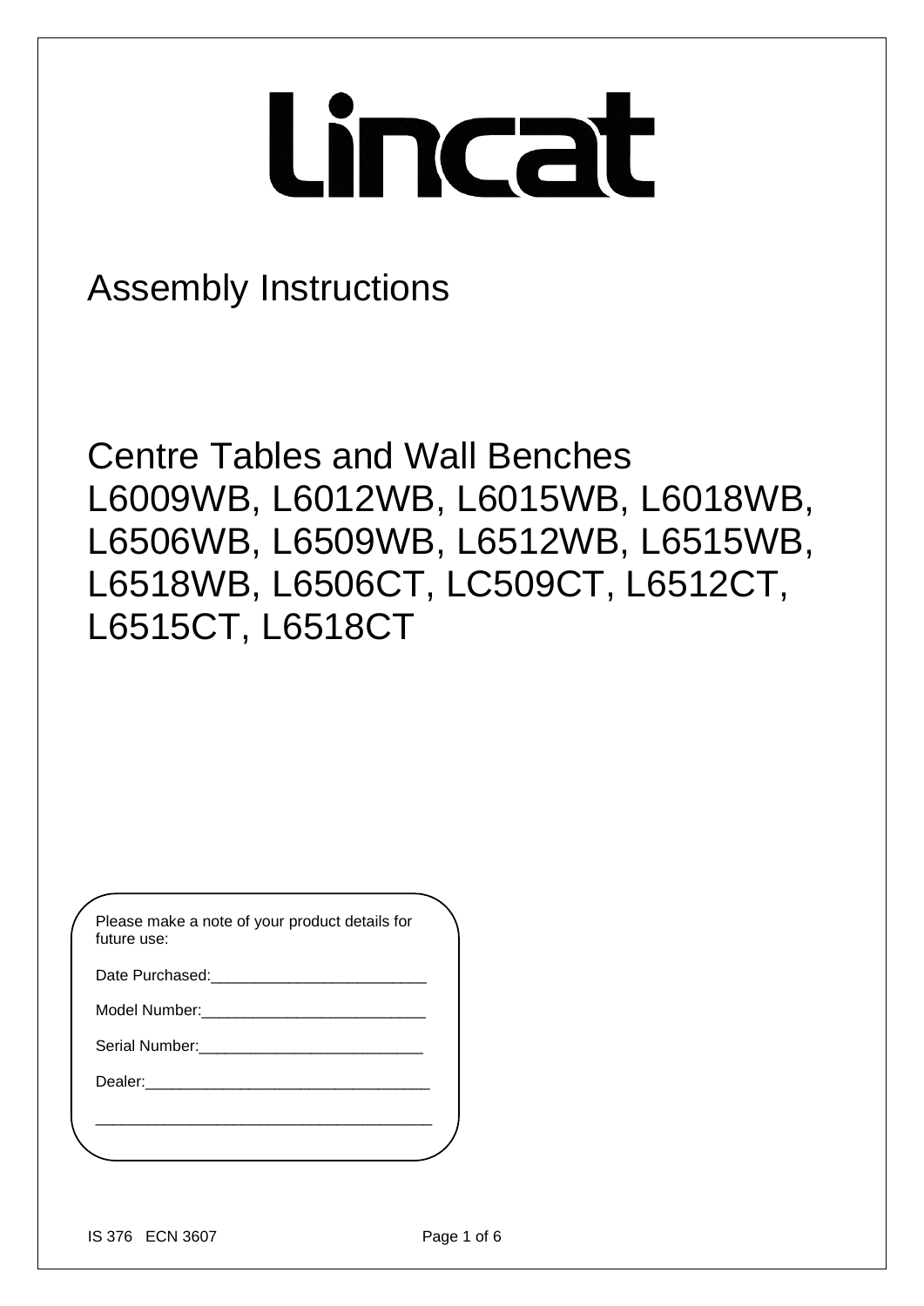# Lincat

## Assembly Instructions

## Centre Tables and Wall Benches
## L6009WB, L6012WB, L6015WB, L6018WB, L6506WB, L6509WB, L6512WB, L6515WB, L6518WB, L6506CT, LC509CT, L6512CT, L6515CT, L6518CT

Please make a note of your product details for future use:

Date Purchased:_________________________

Model Number:__________________________

Serial Number:__________________________

Dealer:_________________________________

______________________________________

IS 376 ECN 3607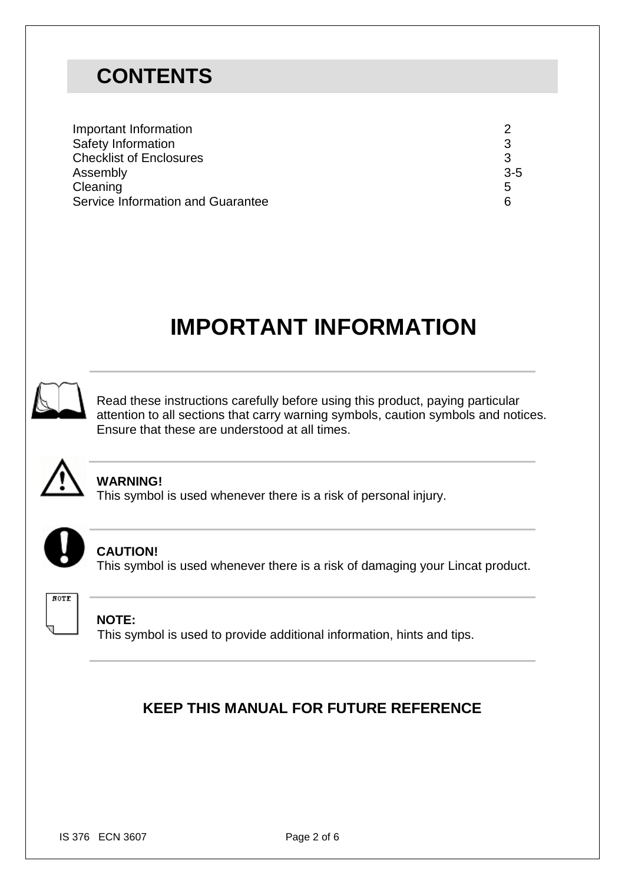# CONTENTS

| | |
|---|---|
| Important Information | 2 |
| Safety Information | 3 |
| Checklist of Enclosures | 3 |
| Assembly | 3-5 |
| Cleaning | 5 |
| Service Information and Guarantee | 6 |

# IMPORTANT INFORMATION

Read these instructions carefully before using this product, paying particular attention to all sections that carry warning symbols, caution symbols and notices. Ensure that these are understood at all times.

**WARNING!**
This symbol is used whenever there is a risk of personal injury.

**CAUTION!**
This symbol is used whenever there is a risk of damaging your Lincat product.

**NOTE:**
This symbol is used to provide additional information, hints and tips.

**KEEP THIS MANUAL FOR FUTURE REFERENCE**

IS 376 ECN 3607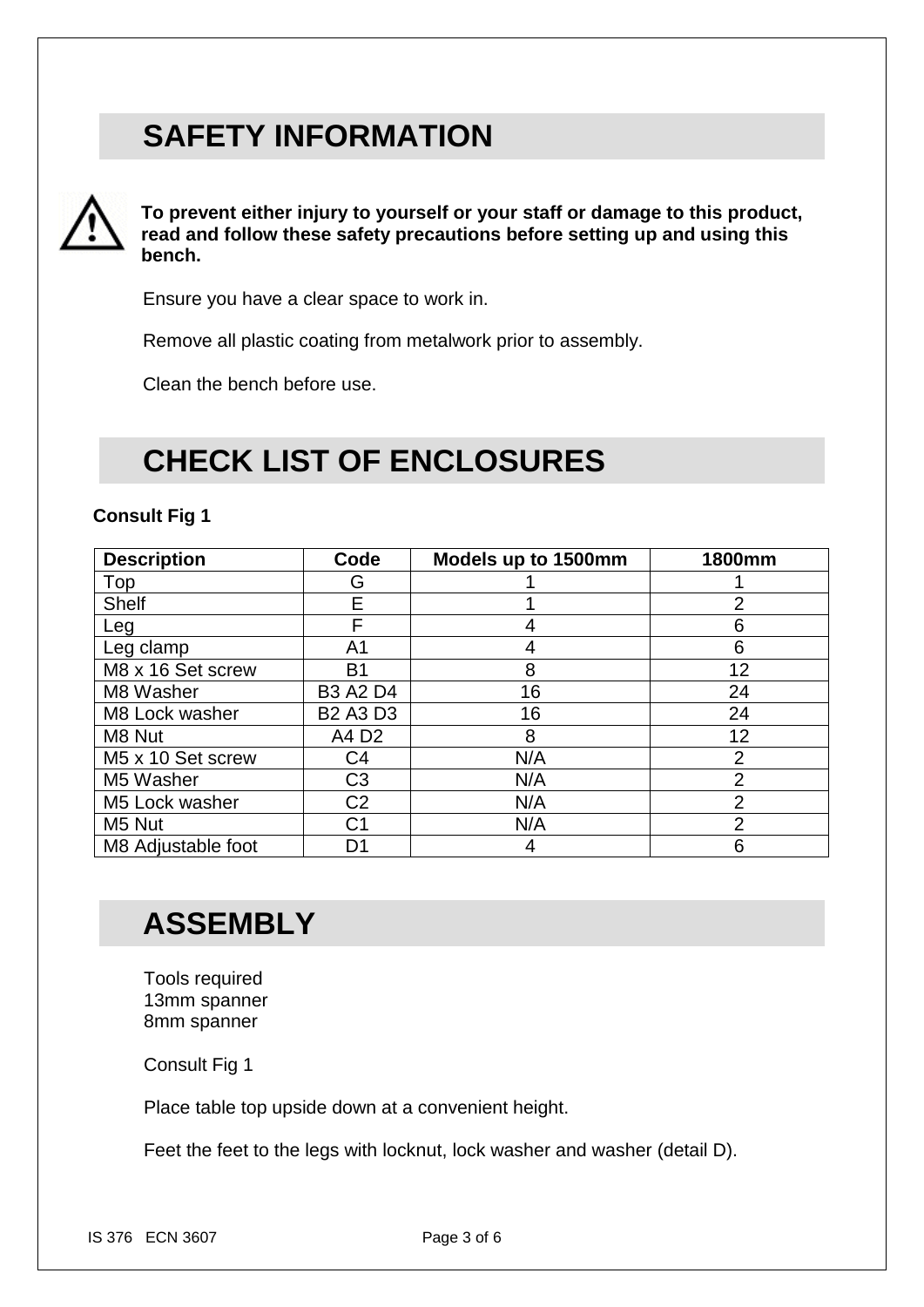## SAFETY INFORMATION

**To prevent either injury to yourself or your staff or damage to this product, read and follow these safety precautions before setting up and using this bench.**

Ensure you have a clear space to work in.

Remove all plastic coating from metalwork prior to assembly.

Clean the bench before use.

## CHECK LIST OF ENCLOSURES

**Consult Fig 1**

| Description | Code | Models up to 1500mm | 1800mm |
|---|---|---|---|
| Top | G | 1 | 1 |
| Shelf | E | 1 | 2 |
| Leg | F | 4 | 6 |
| Leg clamp | A1 | 4 | 6 |
| M8 x 16 Set screw | B1 | 8 | 12 |
| M8 Washer | B3 A2 D4 | 16 | 24 |
| M8 Lock washer | B2 A3 D3 | 16 | 24 |
| M8 Nut | A4 D2 | 8 | 12 |
| M5 x 10 Set screw | C4 | N/A | 2 |
| M5 Washer | C3 | N/A | 2 |
| M5 Lock washer | C2 | N/A | 2 |
| M5 Nut | C1 | N/A | 2 |
| M8 Adjustable foot | D1 | 4 | 6 |

## ASSEMBLY

Tools required
13mm spanner
8mm spanner

Consult Fig 1

Place table top upside down at a convenient height.

Feet the feet to the legs with locknut, lock washer and washer (detail D).

IS 376 ECN 3607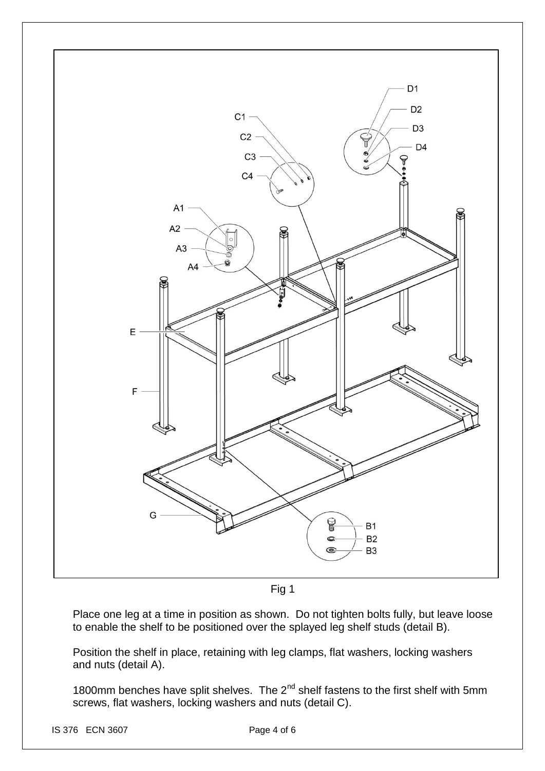Fig 1

Place one leg at a time in position as shown. Do not tighten bolts fully, but leave loose to enable the shelf to be positioned over the splayed leg shelf studs (detail B).

Position the shelf in place, retaining with leg clamps, flat washers, locking washers and nuts (detail A).

1800mm benches have split shelves. The 2nd shelf fastens to the first shelf with 5mm screws, flat washers, locking washers and nuts (detail C).

IS 376 ECN 3607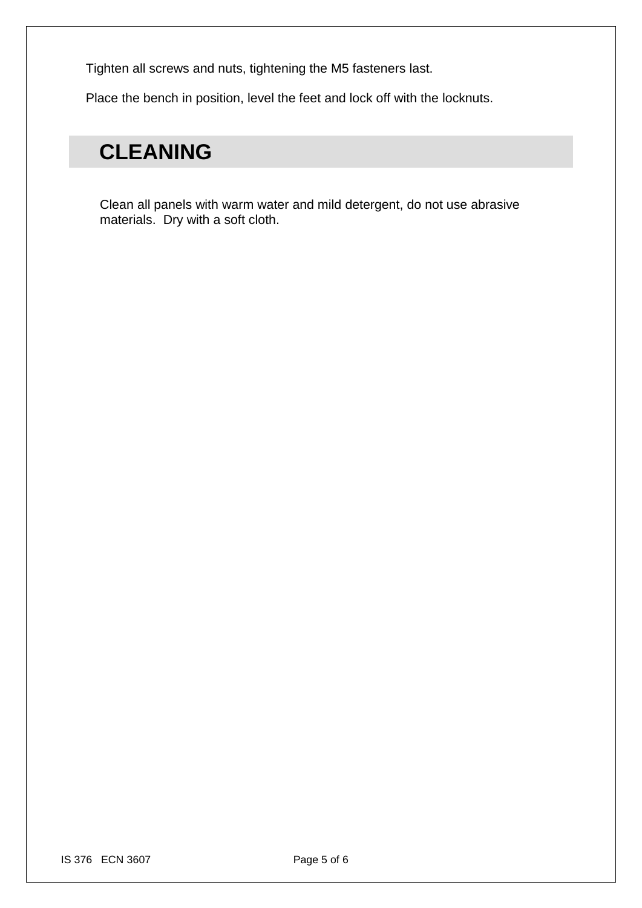Tighten all screws and nuts, tightening the M5 fasteners last.

Place the bench in position, level the feet and lock off with the locknuts.

## CLEANING

Clean all panels with warm water and mild detergent, do not use abrasive materials.  Dry with a soft cloth.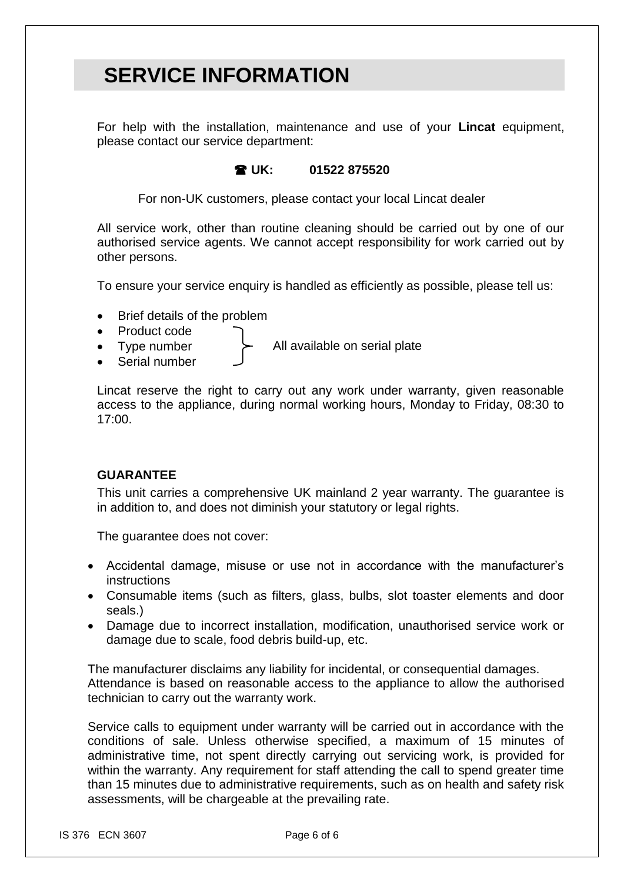# SERVICE INFORMATION

For help with the installation, maintenance and use of your **Lincat** equipment, please contact our service department:

☎ **UK: 01522 875520**

For non-UK customers, please contact your local Lincat dealer

All service work, other than routine cleaning should be carried out by one of our authorised service agents. We cannot accept responsibility for work carried out by other persons.

To ensure your service enquiry is handled as efficiently as possible, please tell us:

- Brief details of the problem
- Product code
- Type number
- Serial number

(Product code, Type number and Serial number: All available on serial plate)

Lincat reserve the right to carry out any work under warranty, given reasonable access to the appliance, during normal working hours, Monday to Friday, 08:30 to 17:00.

**GUARANTEE**

This unit carries a comprehensive UK mainland 2 year warranty. The guarantee is in addition to, and does not diminish your statutory or legal rights.

The guarantee does not cover:

- Accidental damage, misuse or use not in accordance with the manufacturer's instructions
- Consumable items (such as filters, glass, bulbs, slot toaster elements and door seals.)
- Damage due to incorrect installation, modification, unauthorised service work or damage due to scale, food debris build-up, etc.

The manufacturer disclaims any liability for incidental, or consequential damages.
Attendance is based on reasonable access to the appliance to allow the authorised technician to carry out the warranty work.

Service calls to equipment under warranty will be carried out in accordance with the conditions of sale. Unless otherwise specified, a maximum of 15 minutes of administrative time, not spent directly carrying out servicing work, is provided for within the warranty. Any requirement for staff attending the call to spend greater time than 15 minutes due to administrative requirements, such as on health and safety risk assessments, will be chargeable at the prevailing rate.

IS 376 ECN 3607